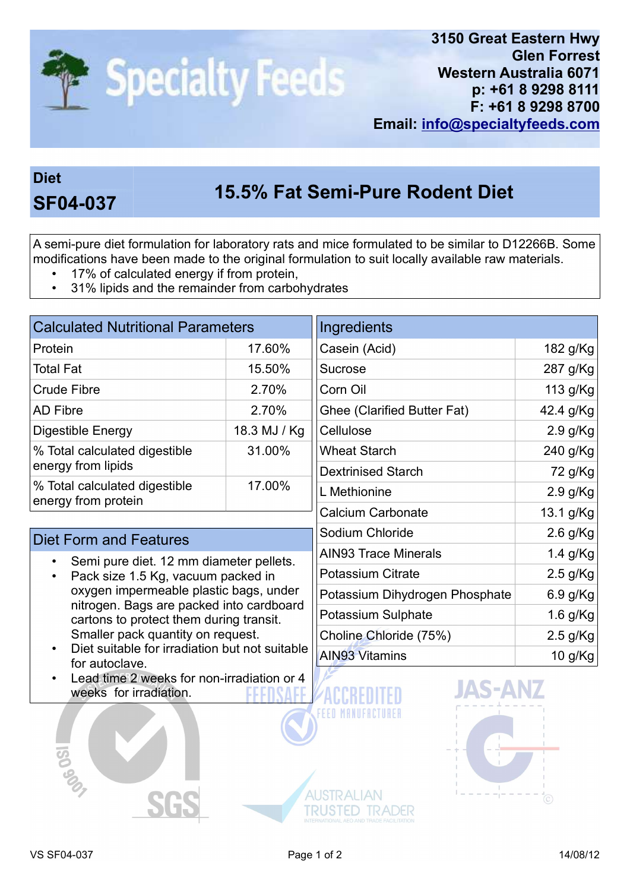**Specialty Feeds**

3150 Great Eastern Hwy
Glen Forrest
Western Australia 6071
p: +61 8 9298 8111
F: +61 8 9298 8700
Email: info@specialtyfeeds.com

| Diet SF04-037 | 15.5% Fat Semi-Pure Rodent Diet |
|---|---|

A semi-pure diet formulation for laboratory rats and mice formulated to be similar to D12266B. Some modifications have been made to the original formulation to suit locally available raw materials.

- 17% of calculated energy if from protein,
- 31% lipids and the remainder from carbohydrates

| Calculated Nutritional Parameters | |
|---|---|
| Protein | 17.60% |
| Total Fat | 15.50% |
| Crude Fibre | 2.70% |
| AD Fibre | 2.70% |
| Digestible Energy | 18.3 MJ / Kg |
| % Total calculated digestible energy from lipids | 31.00% |
| % Total calculated digestible energy from protein | 17.00% |

## Diet Form and Features

- Semi pure diet. 12 mm diameter pellets.
- Pack size 1.5 Kg, vacuum packed in oxygen impermeable plastic bags, under nitrogen. Bags are packed into cardboard cartons to protect them during transit. Smaller pack quantity on request.
- Diet suitable for irradiation but not suitable for autoclave.
- Lead time 2 weeks for non-irradiation or 4 weeks for irradiation.

| Ingredients | |
|---|---|
| Casein (Acid) | 182 g/Kg |
| Sucrose | 287 g/Kg |
| Corn Oil | 113 g/Kg |
| Ghee (Clarified Butter Fat) | 42.4 g/Kg |
| Cellulose | 2.9 g/Kg |
| Wheat Starch | 240 g/Kg |
| Dextrinised Starch | 72 g/Kg |
| L Methionine | 2.9 g/Kg |
| Calcium Carbonate | 13.1 g/Kg |
| Sodium Chloride | 2.6 g/Kg |
| AIN93 Trace Minerals | 1.4 g/Kg |
| Potassium Citrate | 2.5 g/Kg |
| Potassium Dihydrogen Phosphate | 6.9 g/Kg |
| Potassium Sulphate | 1.6 g/Kg |
| Choline Chloride (75%) | 2.5 g/Kg |
| AIN93 Vitamins | 10 g/Kg |

VS SF04-037 14/08/12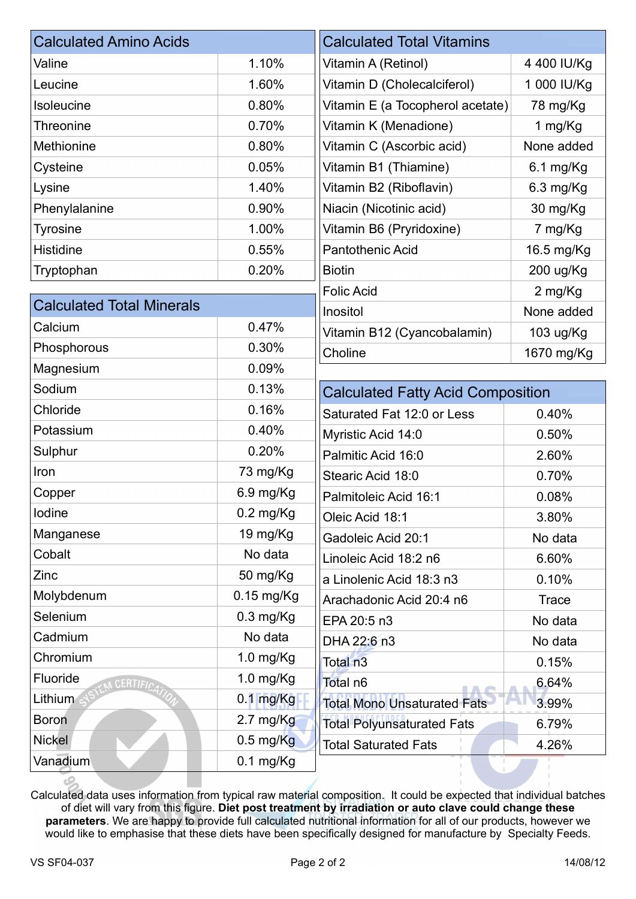| Calculated Amino Acids | |
|---|---|
| Valine | 1.10% |
| Leucine | 1.60% |
| Isoleucine | 0.80% |
| Threonine | 0.70% |
| Methionine | 0.80% |
| Cysteine | 0.05% |
| Lysine | 1.40% |
| Phenylalanine | 0.90% |
| Tyrosine | 1.00% |
| Histidine | 0.55% |
| Tryptophan | 0.20% |

| Calculated Total Minerals | |
|---|---|
| Calcium | 0.47% |
| Phosphorous | 0.30% |
| Magnesium | 0.09% |
| Sodium | 0.13% |
| Chloride | 0.16% |
| Potassium | 0.40% |
| Sulphur | 0.20% |
| Iron | 73 mg/Kg |
| Copper | 6.9 mg/Kg |
| Iodine | 0.2 mg/Kg |
| Manganese | 19 mg/Kg |
| Cobalt | No data |
| Zinc | 50 mg/Kg |
| Molybdenum | 0.15 mg/Kg |
| Selenium | 0.3 mg/Kg |
| Cadmium | No data |
| Chromium | 1.0 mg/Kg |
| Fluoride | 1.0 mg/Kg |
| Lithium | 0.1 mg/Kg |
| Boron | 2.7 mg/Kg |
| Nickel | 0.5 mg/Kg |
| Vanadium | 0.1 mg/Kg |

| Calculated Total Vitamins | |
|---|---|
| Vitamin A (Retinol) | 4 400 IU/Kg |
| Vitamin D (Cholecalciferol) | 1 000 IU/Kg |
| Vitamin E (a Tocopherol acetate) | 78 mg/Kg |
| Vitamin K (Menadione) | 1 mg/Kg |
| Vitamin C (Ascorbic acid) | None added |
| Vitamin B1 (Thiamine) | 6.1 mg/Kg |
| Vitamin B2 (Riboflavin) | 6.3 mg/Kg |
| Niacin (Nicotinic acid) | 30 mg/Kg |
| Vitamin B6 (Pryridoxine) | 7 mg/Kg |
| Pantothenic Acid | 16.5 mg/Kg |
| Biotin | 200 ug/Kg |
| Folic Acid | 2 mg/Kg |
| Inositol | None added |
| Vitamin B12 (Cyancobalamin) | 103 ug/Kg |
| Choline | 1670 mg/Kg |

| Calculated Fatty Acid Composition | |
|---|---|
| Saturated Fat 12:0 or Less | 0.40% |
| Myristic Acid 14:0 | 0.50% |
| Palmitic Acid 16:0 | 2.60% |
| Stearic Acid 18:0 | 0.70% |
| Palmitoleic Acid 16:1 | 0.08% |
| Oleic Acid 18:1 | 3.80% |
| Gadoleic Acid 20:1 | No data |
| Linoleic Acid 18:2 n6 | 6.60% |
| a Linolenic Acid 18:3 n3 | 0.10% |
| Arachadonic Acid 20:4 n6 | Trace |
| EPA 20:5 n3 | No data |
| DHA 22:6 n3 | No data |
| Total n3 | 0.15% |
| Total n6 | 6.64% |
| Total Mono Unsaturated Fats | 3.99% |
| Total Polyunsaturated Fats | 6.79% |
| Total Saturated Fats | 4.26% |

Calculated data uses information from typical raw material composition. It could be expected that individual batches of diet will vary from this figure. **Diet post treatment by irradiation or auto clave could change these parameters**. We are happy to provide full calculated nutritional information for all of our products, however we would like to emphasise that these diets have been specifically designed for manufacture by Specialty Feeds.

VS SF04-037 14/08/12